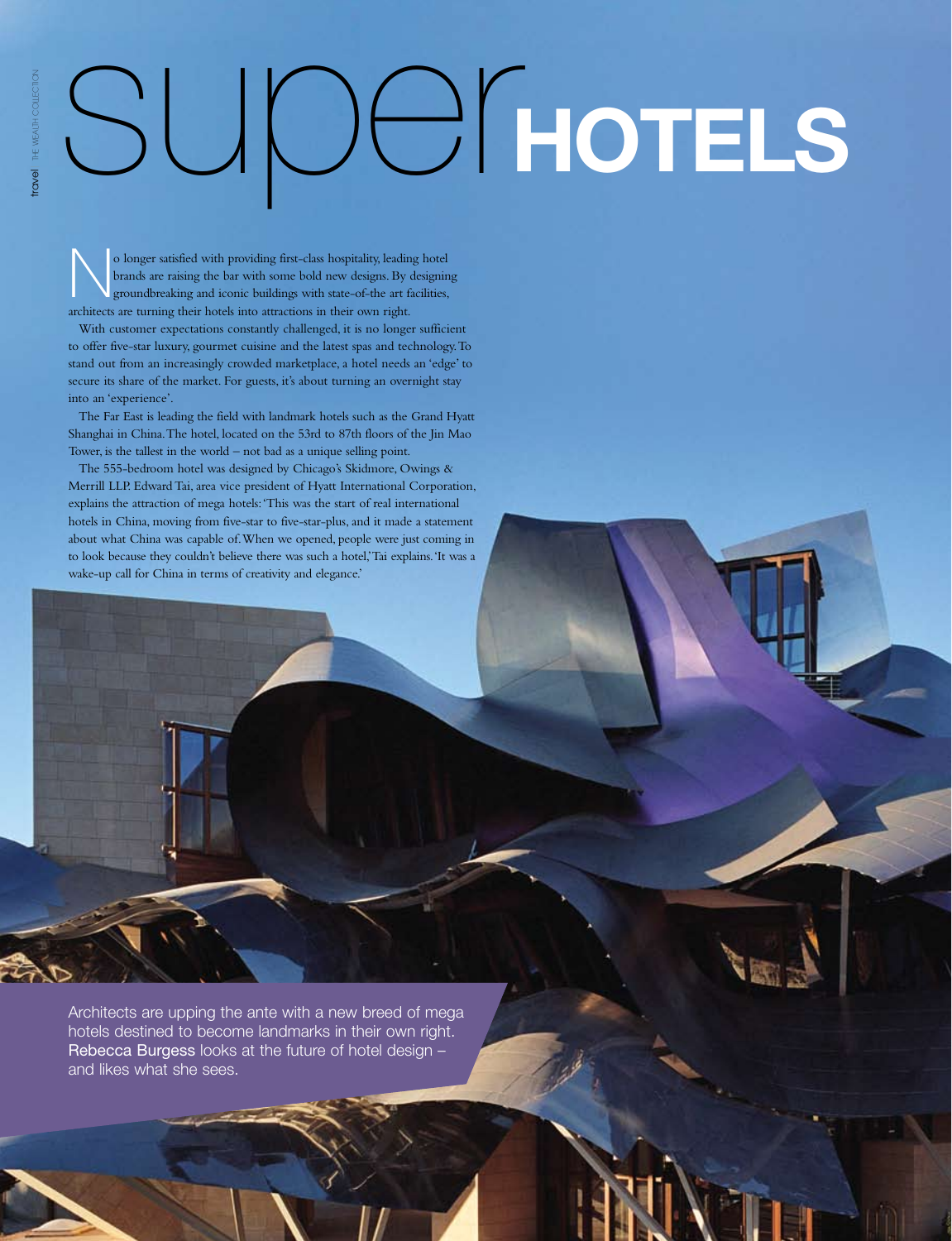# superHOTELS

Architects are upping the ante with a new breed of mega hotels destined to become landmarks in their own right. Rebecca Burgess looks at the future of hotel design – and likes what she sees.

No longer satisfied with providing first-class hospitality, leading hotel brands are raising the bar with some bold new designs. By designing groundbreaking and iconic buildings with state-of-the art facilities, architects are turning their hotels into attractions in their own right.

With customer expectations constantly challenged, it is no longer sufficient to offer five-star luxury, gourmet cuisine and the latest spas and technology. To stand out from an increasingly crowded marketplace, a hotel needs an 'edge' to secure its share of the market. For guests, it's about turning an overnight stay into an 'experience'.

The Far East is leading the field with landmark hotels such as the Grand Hyatt Shanghai in China. The hotel, located on the 53rd to 87th floors of the Jin Mao Tower, is the tallest in the world – not bad as a unique selling point.

The 555-bedroom hotel was designed by Chicago's Skidmore, Owings & Merrill LLP. Edward Tai, area vice president of Hyatt International Corporation, explains the attraction of mega hotels: 'This was the start of real international hotels in China, moving from five-star to five-star-plus, and it made a statement about what China was capable of. When we opened, people were just coming in to look because they couldn't believe there was such a hotel,' Tai explains. 'It was a wake-up call for China in terms of creativity and elegance.'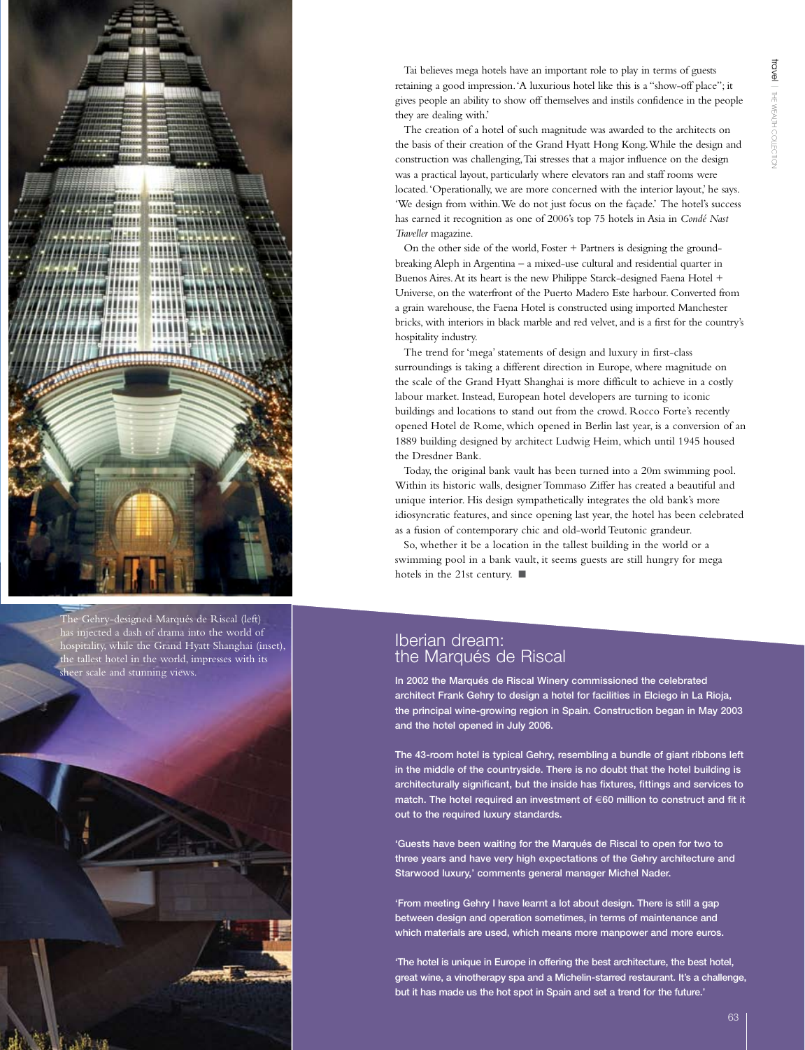Tai believes mega hotels have an important role to play in terms of guests retaining a good impression. 'A luxurious hotel like this is a "show-off place"; it gives people an ability to show off themselves and instils confidence in the people they are dealing with.'

The creation of a hotel of such magnitude was awarded to the architects on the basis of their creation of the Grand Hyatt Hong Kong. While the design and construction was challenging, Tai stresses that a major influence on the design was a practical layout, particularly where elevators ran and staff rooms were located. 'Operationally, we are more concerned with the interior layout,' he says. 'We design from within. We do not just focus on the façade.' The hotel's success has earned it recognition as one of 2006's top 75 hotels in Asia in *Condé Nast Traveller* magazine.

On the other side of the world, Foster + Partners is designing the ground-breaking Aleph in Argentina – a mixed-use cultural and residential quarter in Buenos Aires. At its heart is the new Philippe Starck-designed Faena Hotel + Universe, on the waterfront of the Puerto Madero Este harbour. Converted from a grain warehouse, the Faena Hotel is constructed using imported Manchester bricks, with interiors in black marble and red velvet, and is a first for the country's hospitality industry.

The trend for 'mega' statements of design and luxury in first-class surroundings is taking a different direction in Europe, where magnitude on the scale of the Grand Hyatt Shanghai is more difficult to achieve in a costly labour market. Instead, European hotel developers are turning to iconic buildings and locations to stand out from the crowd. Rocco Forte's recently opened Hotel de Rome, which opened in Berlin last year, is a conversion of an 1889 building designed by architect Ludwig Heim, which until 1945 housed the Dresdner Bank.

Today, the original bank vault has been turned into a 20m swimming pool. Within its historic walls, designer Tommaso Ziffer has created a beautiful and unique interior. His design sympathetically integrates the old bank's more idiosyncratic features, and since opening last year, the hotel has been celebrated as a fusion of contemporary chic and old-world Teutonic grandeur.

So, whether it be a location in the tallest building in the world or a swimming pool in a bank vault, it seems guests are still hungry for mega hotels in the 21st century. ■

The Gehry-designed Marqués de Riscal (left) has injected a dash of drama into the world of hospitality, while the Grand Hyatt Shanghai (inset), the tallest hotel in the world, impresses with its sheer scale and stunning views.

## Iberian dream: the Marqués de Riscal

**In 2002 the Marqués de Riscal Winery commissioned the celebrated architect Frank Gehry to design a hotel for facilities in Elciego in La Rioja, the principal wine-growing region in Spain. Construction began in May 2003 and the hotel opened in July 2006.**

**The 43-room hotel is typical Gehry, resembling a bundle of giant ribbons left in the middle of the countryside. There is no doubt that the hotel building is architecturally significant, but the inside has fixtures, fittings and services to match. The hotel required an investment of €60 million to construct and fit it out to the required luxury standards.**

**'Guests have been waiting for the Marqués de Riscal to open for two to three years and have very high expectations of the Gehry architecture and Starwood luxury,' comments general manager Michel Nader.**

**'From meeting Gehry I have learnt a lot about design. There is still a gap between design and operation sometimes, in terms of maintenance and which materials are used, which means more manpower and more euros.**

**'The hotel is unique in Europe in offering the best architecture, the best hotel, great wine, a vinotherapy spa and a Michelin-starred restaurant. It's a challenge, but it has made us the hot spot in Spain and set a trend for the future.'**